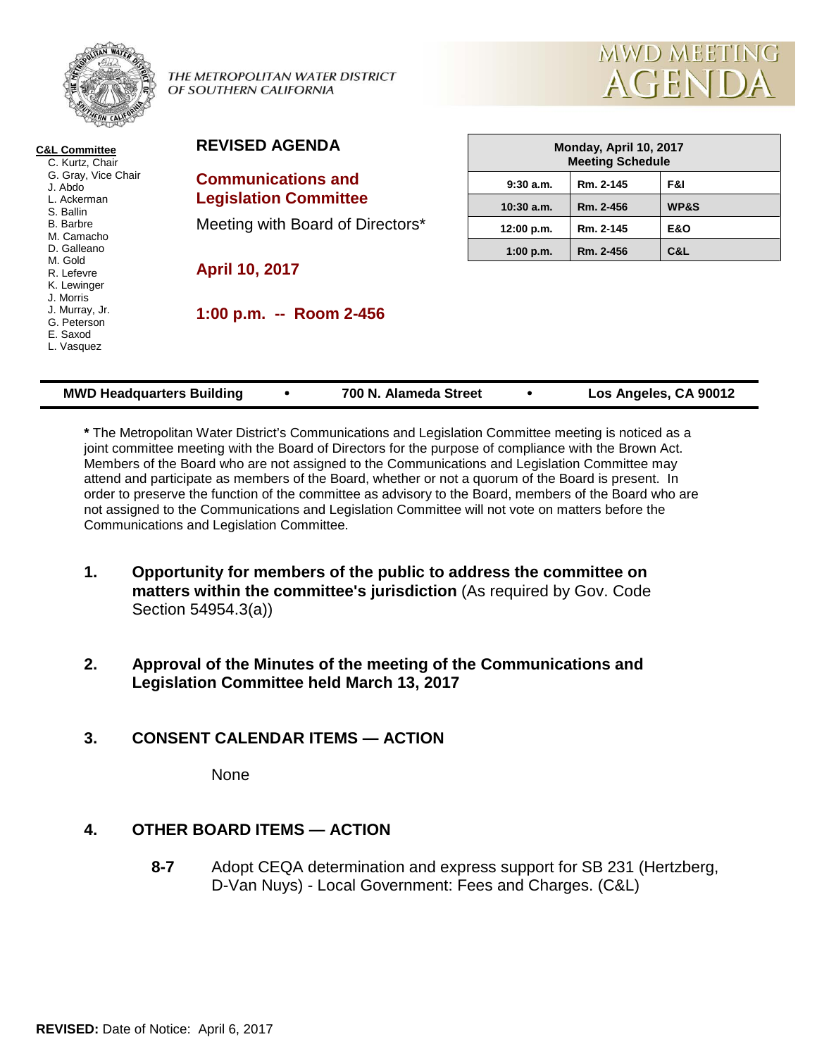THE METROPOLITAN WATER DISTRICT OF SOUTHERN CALIFORNIA

MWD MEETING AGENDA

**C&L Committee**
- C. Kurtz, Chair
- G. Gray, Vice Chair
- J. Abdo
- L. Ackerman
- S. Ballin
- B. Barbre
- M. Camacho
- D. Galleano
- M. Gold
- R. Lefevre
- K. Lewinger
- J. Morris
- J. Murray, Jr.
- G. Peterson
- E. Saxod
- L. Vasquez

## REVISED AGENDA

## Communications and Legislation Committee

Meeting with Board of Directors*

**April 10, 2017**

**1:00 p.m. -- Room 2-456**

| Monday, April 10, 2017 Meeting Schedule | | |
|---|---|---|
| 9:30 a.m. | Rm. 2-145 | F&I |
| 10:30 a.m. | Rm. 2-456 | WP&S |
| 12:00 p.m. | Rm. 2-145 | E&O |
| 1:00 p.m. | Rm. 2-456 | C&L |

**MWD Headquarters Building • 700 N. Alameda Street • Los Angeles, CA 90012**

**\*** The Metropolitan Water District's Communications and Legislation Committee meeting is noticed as a joint committee meeting with the Board of Directors for the purpose of compliance with the Brown Act. Members of the Board who are not assigned to the Communications and Legislation Committee may attend and participate as members of the Board, whether or not a quorum of the Board is present. In order to preserve the function of the committee as advisory to the Board, members of the Board who are not assigned to the Communications and Legislation Committee will not vote on matters before the Communications and Legislation Committee.

**1. Opportunity for members of the public to address the committee on matters within the committee's jurisdiction** (As required by Gov. Code Section 54954.3(a))

**2. Approval of the Minutes of the meeting of the Communications and Legislation Committee held March 13, 2017**

**3. CONSENT CALENDAR ITEMS — ACTION**

None

**4. OTHER BOARD ITEMS — ACTION**

**8-7** Adopt CEQA determination and express support for SB 231 (Hertzberg, D-Van Nuys) - Local Government: Fees and Charges. (C&L)

**REVISED:** Date of Notice: April 6, 2017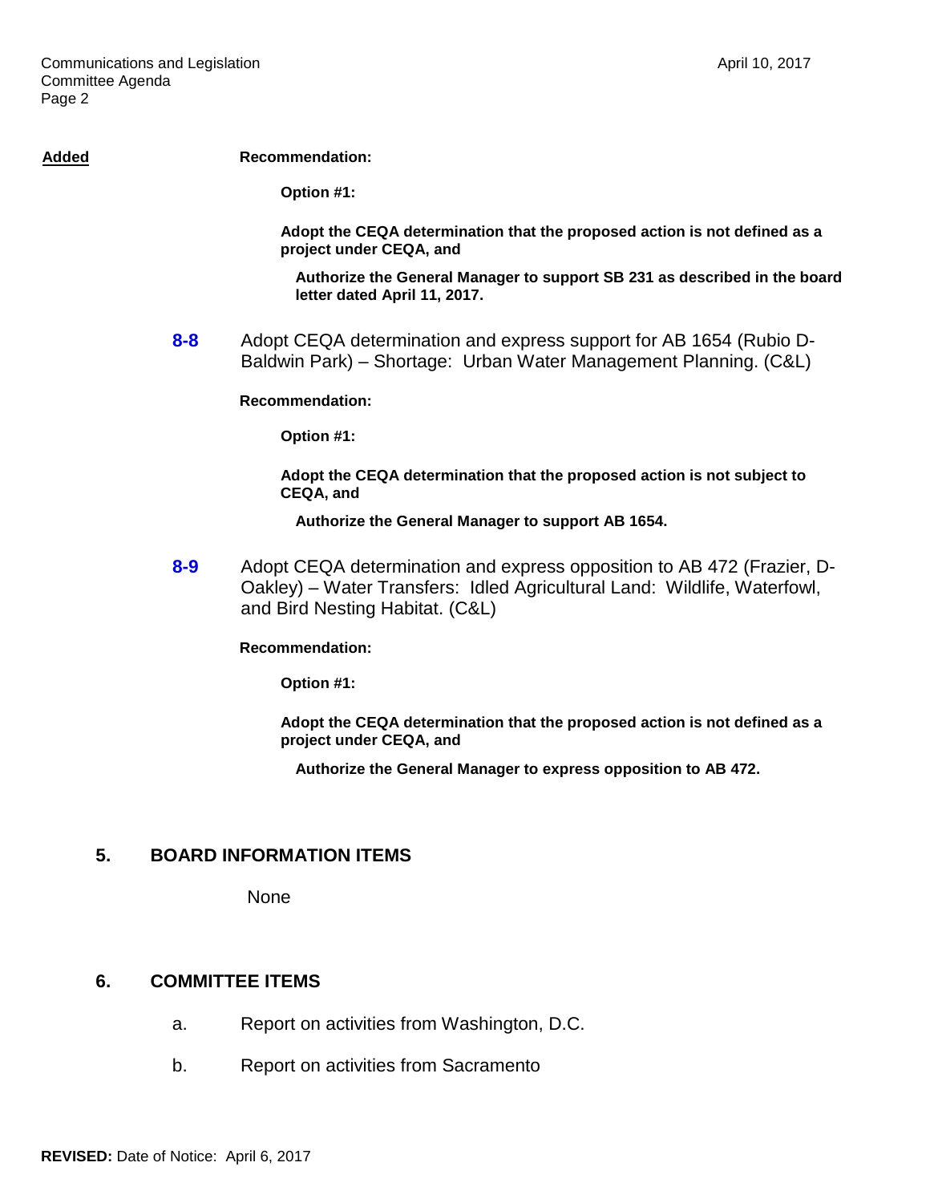**Added**

**Recommendation:**

**Option #1:**

**Adopt the CEQA determination that the proposed action is not defined as a project under CEQA, and**

**Authorize the General Manager to support SB 231 as described in the board letter dated April 11, 2017.**

**8-8** Adopt CEQA determination and express support for AB 1654 (Rubio D-Baldwin Park) – Shortage: Urban Water Management Planning. (C&L)

**Recommendation:**

**Option #1:**

**Adopt the CEQA determination that the proposed action is not subject to CEQA, and**

**Authorize the General Manager to support AB 1654.**

**8-9** Adopt CEQA determination and express opposition to AB 472 (Frazier, D-Oakley) – Water Transfers: Idled Agricultural Land: Wildlife, Waterfowl, and Bird Nesting Habitat. (C&L)

**Recommendation:**

**Option #1:**

**Adopt the CEQA determination that the proposed action is not defined as a project under CEQA, and**

**Authorize the General Manager to express opposition to AB 472.**

## 5. BOARD INFORMATION ITEMS

None

## 6. COMMITTEE ITEMS

a. Report on activities from Washington, D.C.

b. Report on activities from Sacramento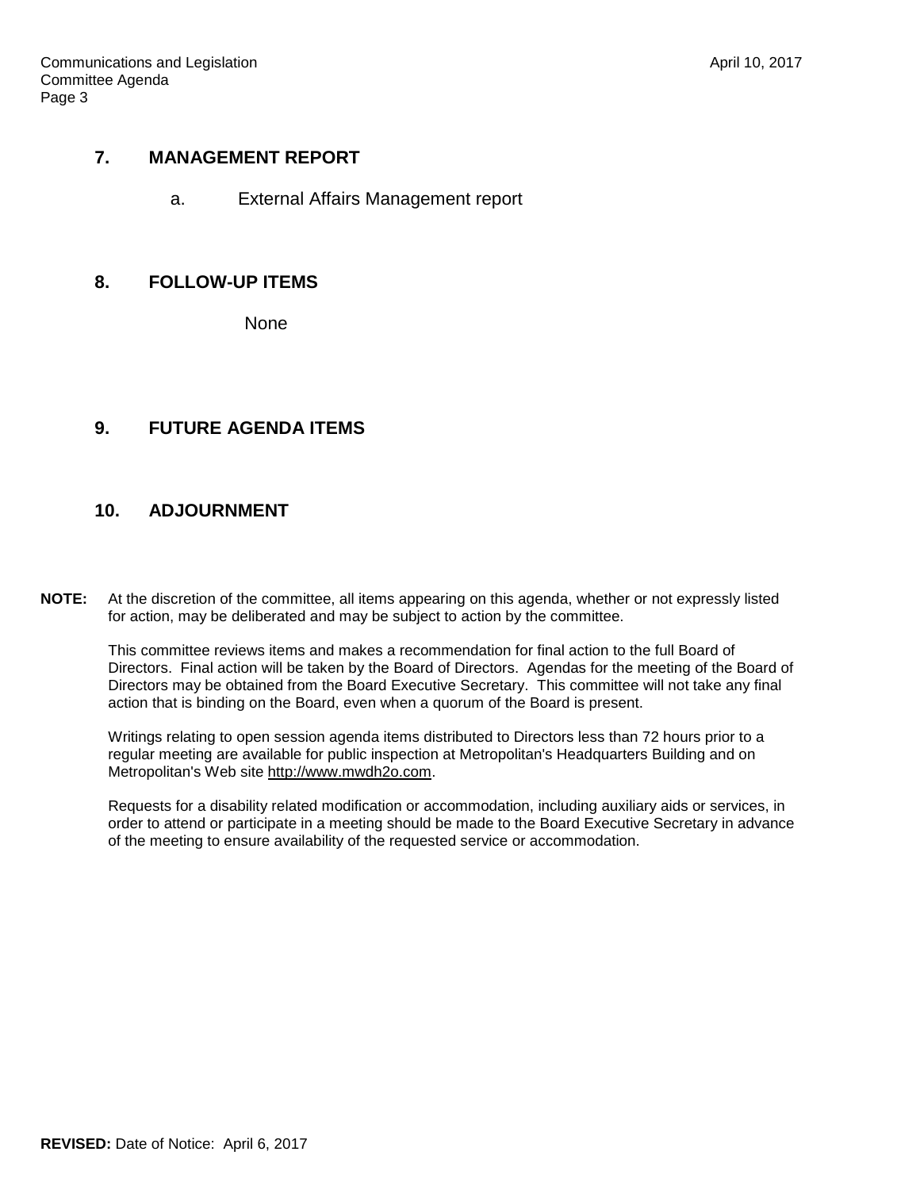## 7. MANAGEMENT REPORT

a. External Affairs Management report

## 8. FOLLOW-UP ITEMS

None

## 9. FUTURE AGENDA ITEMS

## 10. ADJOURNMENT

**NOTE:** At the discretion of the committee, all items appearing on this agenda, whether or not expressly listed for action, may be deliberated and may be subject to action by the committee.

This committee reviews items and makes a recommendation for final action to the full Board of Directors. Final action will be taken by the Board of Directors. Agendas for the meeting of the Board of Directors may be obtained from the Board Executive Secretary. This committee will not take any final action that is binding on the Board, even when a quorum of the Board is present.

Writings relating to open session agenda items distributed to Directors less than 72 hours prior to a regular meeting are available for public inspection at Metropolitan's Headquarters Building and on Metropolitan's Web site http://www.mwdh2o.com.

Requests for a disability related modification or accommodation, including auxiliary aids or services, in order to attend or participate in a meeting should be made to the Board Executive Secretary in advance of the meeting to ensure availability of the requested service or accommodation.

**REVISED:** Date of Notice: April 6, 2017